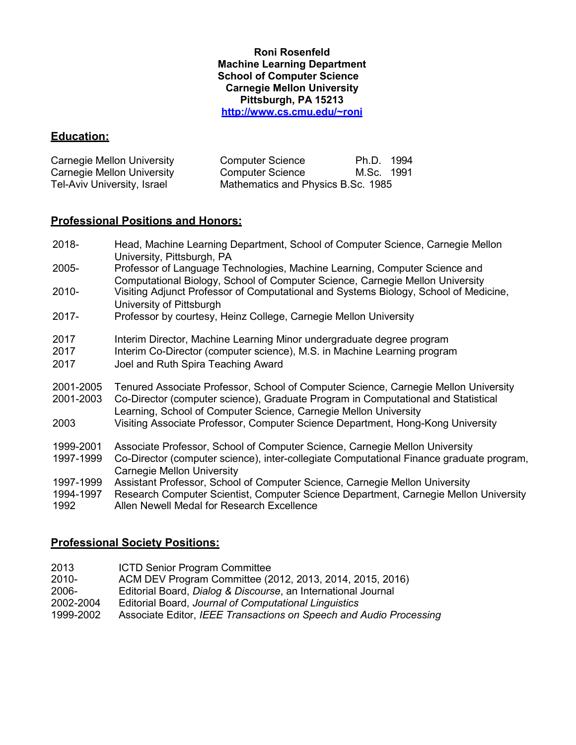**Roni Rosenfeld**
**Machine Learning Department**
**School of Computer Science**
**Carnegie Mellon University**
**Pittsburgh, PA 15213**
**[http://www.cs.cmu.edu/~roni](http://www.cs.cmu.edu/~roni)**

## Education:

| | | | |
|---|---|---|---|
| Carnegie Mellon University | Computer Science | Ph.D. | 1994 |
| Carnegie Mellon University | Computer Science | M.Sc. | 1991 |
| Tel-Aviv University, Israel | Mathematics and Physics | B.Sc. | 1985 |

## Professional Positions and Honors:

| | |
|---|---|
| 2018- | Head, Machine Learning Department, School of Computer Science, Carnegie Mellon University, Pittsburgh, PA |
| 2005- | Professor of Language Technologies, Machine Learning, Computer Science and Computational Biology, School of Computer Science, Carnegie Mellon University |
| 2010- | Visiting Adjunct Professor of Computational and Systems Biology, School of Medicine, University of Pittsburgh |
| 2017- | Professor by courtesy, Heinz College, Carnegie Mellon University |
| 2017 | Interim Director, Machine Learning Minor undergraduate degree program |
| 2017 | Interim Co-Director (computer science), M.S. in Machine Learning program |
| 2017 | Joel and Ruth Spira Teaching Award |
| 2001-2005 | Tenured Associate Professor, School of Computer Science, Carnegie Mellon University |
| 2001-2003 | Co-Director (computer science), Graduate Program in Computational and Statistical Learning, School of Computer Science, Carnegie Mellon University |
| 2003 | Visiting Associate Professor, Computer Science Department, Hong-Kong University |
| 1999-2001 | Associate Professor, School of Computer Science, Carnegie Mellon University |
| 1997-1999 | Co-Director (computer science), inter-collegiate Computational Finance graduate program, Carnegie Mellon University |
| 1997-1999 | Assistant Professor, School of Computer Science, Carnegie Mellon University |
| 1994-1997 | Research Computer Scientist, Computer Science Department, Carnegie Mellon University |
| 1992 | Allen Newell Medal for Research Excellence |

## Professional Society Positions:

| | |
|---|---|
| 2013 | ICTD Senior Program Committee |
| 2010- | ACM DEV Program Committee (2012, 2013, 2014, 2015, 2016) |
| 2006- | Editorial Board, *Dialog & Discourse*, an International Journal |
| 2002-2004 | Editorial Board, *Journal of Computational Linguistics* |
| 1999-2002 | Associate Editor, *IEEE Transactions on Speech and Audio Processing* |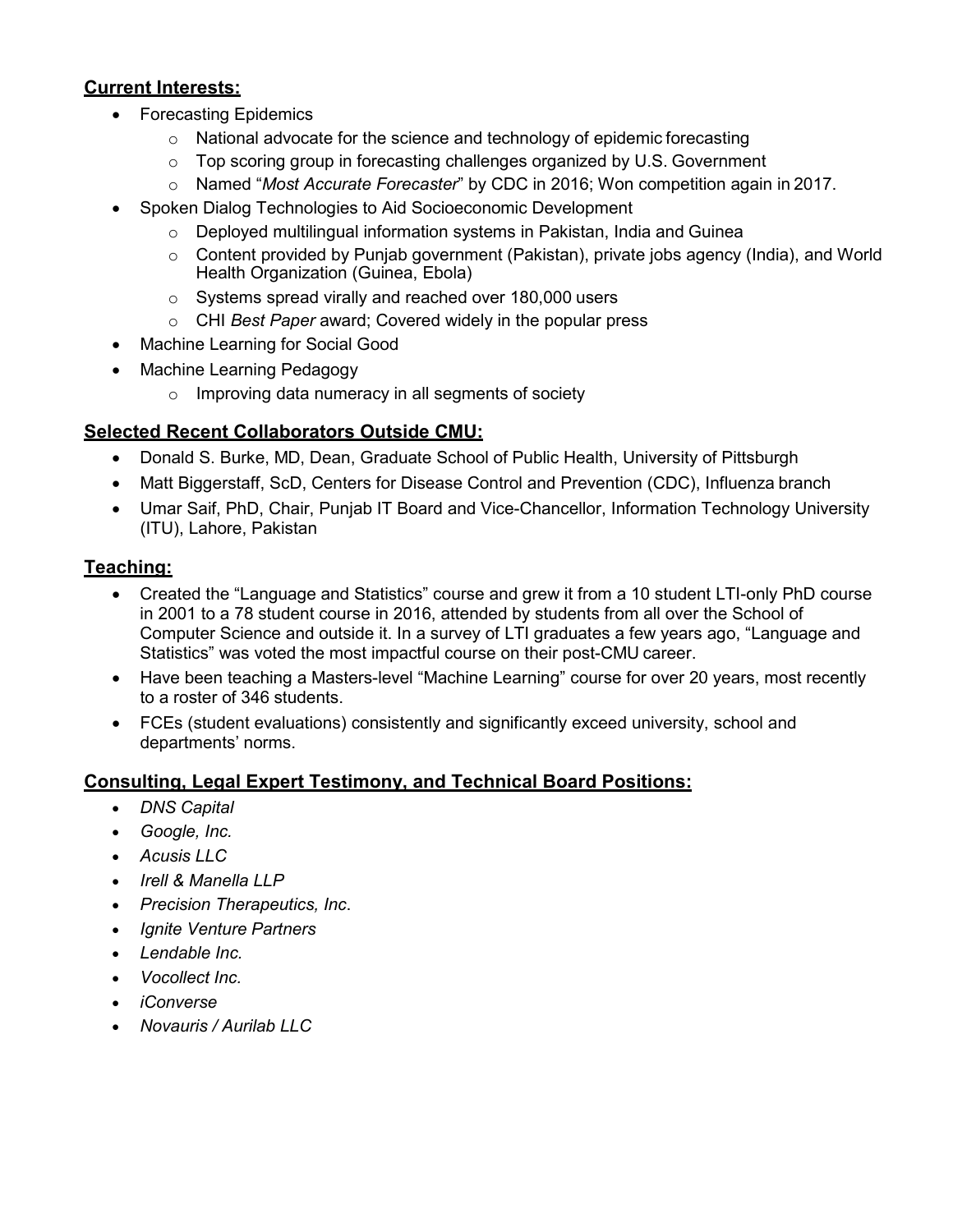**Current Interests:**

- Forecasting Epidemics
  - National advocate for the science and technology of epidemic forecasting
  - Top scoring group in forecasting challenges organized by U.S. Government
  - Named "*Most Accurate Forecaster*" by CDC in 2016; Won competition again in 2017.
- Spoken Dialog Technologies to Aid Socioeconomic Development
  - Deployed multilingual information systems in Pakistan, India and Guinea
  - Content provided by Punjab government (Pakistan), private jobs agency (India), and World Health Organization (Guinea, Ebola)
  - Systems spread virally and reached over 180,000 users
  - CHI *Best Paper* award; Covered widely in the popular press
- Machine Learning for Social Good
- Machine Learning Pedagogy
  - Improving data numeracy in all segments of society

**Selected Recent Collaborators Outside CMU:**

- Donald S. Burke, MD, Dean, Graduate School of Public Health, University of Pittsburgh
- Matt Biggerstaff, ScD, Centers for Disease Control and Prevention (CDC), Influenza branch
- Umar Saif, PhD, Chair, Punjab IT Board and Vice-Chancellor, Information Technology University (ITU), Lahore, Pakistan

**Teaching:**

- Created the "Language and Statistics" course and grew it from a 10 student LTI-only PhD course in 2001 to a 78 student course in 2016, attended by students from all over the School of Computer Science and outside it. In a survey of LTI graduates a few years ago, "Language and Statistics" was voted the most impactful course on their post-CMU career.
- Have been teaching a Masters-level "Machine Learning" course for over 20 years, most recently to a roster of 346 students.
- FCEs (student evaluations) consistently and significantly exceed university, school and departments' norms.

**Consulting, Legal Expert Testimony, and Technical Board Positions:**

- *DNS Capital*
- *Google, Inc.*
- *Acusis LLC*
- *Irell & Manella LLP*
- *Precision Therapeutics, Inc.*
- *Ignite Venture Partners*
- *Lendable Inc.*
- *Vocollect Inc.*
- *iConverse*
- *Novauris / Aurilab LLC*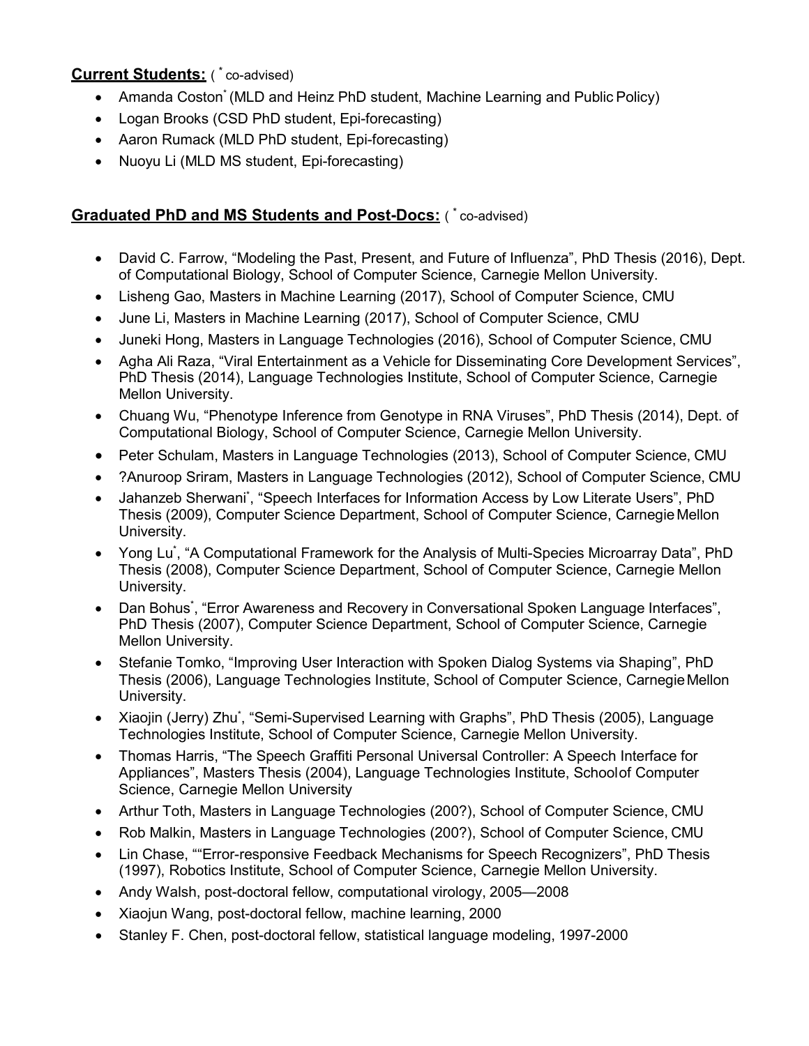**Current Students:** ( * co-advised)

- Amanda Coston* (MLD and Heinz PhD student, Machine Learning and Public Policy)
- Logan Brooks (CSD PhD student, Epi-forecasting)
- Aaron Rumack (MLD PhD student, Epi-forecasting)
- Nuoyu Li (MLD MS student, Epi-forecasting)

**Graduated PhD and MS Students and Post-Docs:** ( * co-advised)

- David C. Farrow, “Modeling the Past, Present, and Future of Influenza”, PhD Thesis (2016), Dept. of Computational Biology, School of Computer Science, Carnegie Mellon University.
- Lisheng Gao, Masters in Machine Learning (2017), School of Computer Science, CMU
- June Li, Masters in Machine Learning (2017), School of Computer Science, CMU
- Juneki Hong, Masters in Language Technologies (2016), School of Computer Science, CMU
- Agha Ali Raza, “Viral Entertainment as a Vehicle for Disseminating Core Development Services”, PhD Thesis (2014), Language Technologies Institute, School of Computer Science, Carnegie Mellon University.
- Chuang Wu, “Phenotype Inference from Genotype in RNA Viruses”, PhD Thesis (2014), Dept. of Computational Biology, School of Computer Science, Carnegie Mellon University.
- Peter Schulam, Masters in Language Technologies (2013), School of Computer Science, CMU
- ?Anuroop Sriram, Masters in Language Technologies (2012), School of Computer Science, CMU
- Jahanzeb Sherwani*, “Speech Interfaces for Information Access by Low Literate Users”, PhD Thesis (2009), Computer Science Department, School of Computer Science, Carnegie Mellon University.
- Yong Lu*, “A Computational Framework for the Analysis of Multi-Species Microarray Data”, PhD Thesis (2008), Computer Science Department, School of Computer Science, Carnegie Mellon University.
- Dan Bohus*, “Error Awareness and Recovery in Conversational Spoken Language Interfaces”, PhD Thesis (2007), Computer Science Department, School of Computer Science, Carnegie Mellon University.
- Stefanie Tomko, “Improving User Interaction with Spoken Dialog Systems via Shaping”, PhD Thesis (2006), Language Technologies Institute, School of Computer Science, Carnegie Mellon University.
- Xiaojin (Jerry) Zhu*, “Semi-Supervised Learning with Graphs”, PhD Thesis (2005), Language Technologies Institute, School of Computer Science, Carnegie Mellon University.
- Thomas Harris, “The Speech Graffiti Personal Universal Controller: A Speech Interface for Appliances”, Masters Thesis (2004), Language Technologies Institute, School of Computer Science, Carnegie Mellon University
- Arthur Toth, Masters in Language Technologies (200?), School of Computer Science, CMU
- Rob Malkin, Masters in Language Technologies (200?), School of Computer Science, CMU
- Lin Chase, ““Error-responsive Feedback Mechanisms for Speech Recognizers”, PhD Thesis (1997), Robotics Institute, School of Computer Science, Carnegie Mellon University.
- Andy Walsh, post-doctoral fellow, computational virology, 2005—2008
- Xiaojun Wang, post-doctoral fellow, machine learning, 2000
- Stanley F. Chen, post-doctoral fellow, statistical language modeling, 1997-2000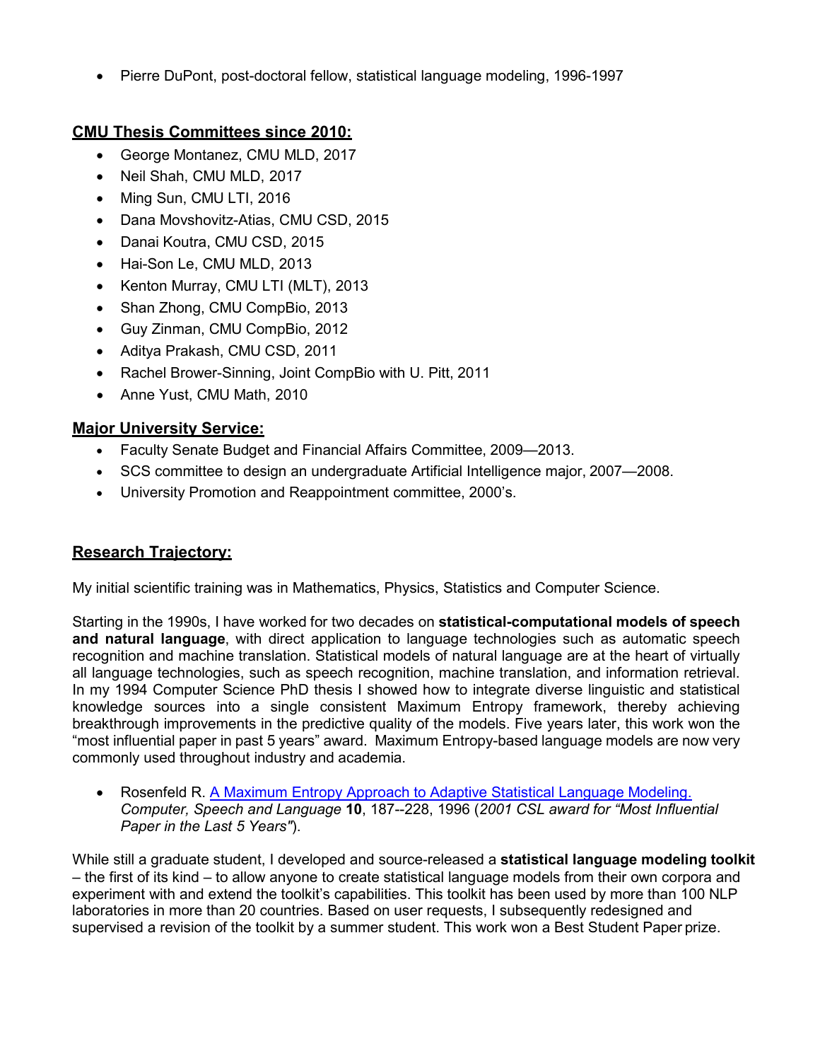- Pierre DuPont, post-doctoral fellow, statistical language modeling, 1996-1997

## CMU Thesis Committees since 2010:

- George Montanez, CMU MLD, 2017
- Neil Shah, CMU MLD, 2017
- Ming Sun, CMU LTI, 2016
- Dana Movshovitz-Atias, CMU CSD, 2015
- Danai Koutra, CMU CSD, 2015
- Hai-Son Le, CMU MLD, 2013
- Kenton Murray, CMU LTI (MLT), 2013
- Shan Zhong, CMU CompBio, 2013
- Guy Zinman, CMU CompBio, 2012
- Aditya Prakash, CMU CSD, 2011
- Rachel Brower-Sinning, Joint CompBio with U. Pitt, 2011
- Anne Yust, CMU Math, 2010

## Major University Service:

- Faculty Senate Budget and Financial Affairs Committee, 2009—2013.
- SCS committee to design an undergraduate Artificial Intelligence major, 2007—2008.
- University Promotion and Reappointment committee, 2000's.

## Research Trajectory:

My initial scientific training was in Mathematics, Physics, Statistics and Computer Science.

Starting in the 1990s, I have worked for two decades on **statistical-computational models of speech and natural language**, with direct application to language technologies such as automatic speech recognition and machine translation. Statistical models of natural language are at the heart of virtually all language technologies, such as speech recognition, machine translation, and information retrieval. In my 1994 Computer Science PhD thesis I showed how to integrate diverse linguistic and statistical knowledge sources into a single consistent Maximum Entropy framework, thereby achieving breakthrough improvements in the predictive quality of the models. Five years later, this work won the "most influential paper in past 5 years" award. Maximum Entropy-based language models are now very commonly used throughout industry and academia.

- Rosenfeld R. A Maximum Entropy Approach to Adaptive Statistical Language Modeling. *Computer, Speech and Language* **10**, 187--228, 1996 (*2001 CSL award for "Most Influential Paper in the Last 5 Years"*).

While still a graduate student, I developed and source-released a **statistical language modeling toolkit** – the first of its kind – to allow anyone to create statistical language models from their own corpora and experiment with and extend the toolkit's capabilities. This toolkit has been used by more than 100 NLP laboratories in more than 20 countries. Based on user requests, I subsequently redesigned and supervised a revision of the toolkit by a summer student. This work won a Best Student Paper prize.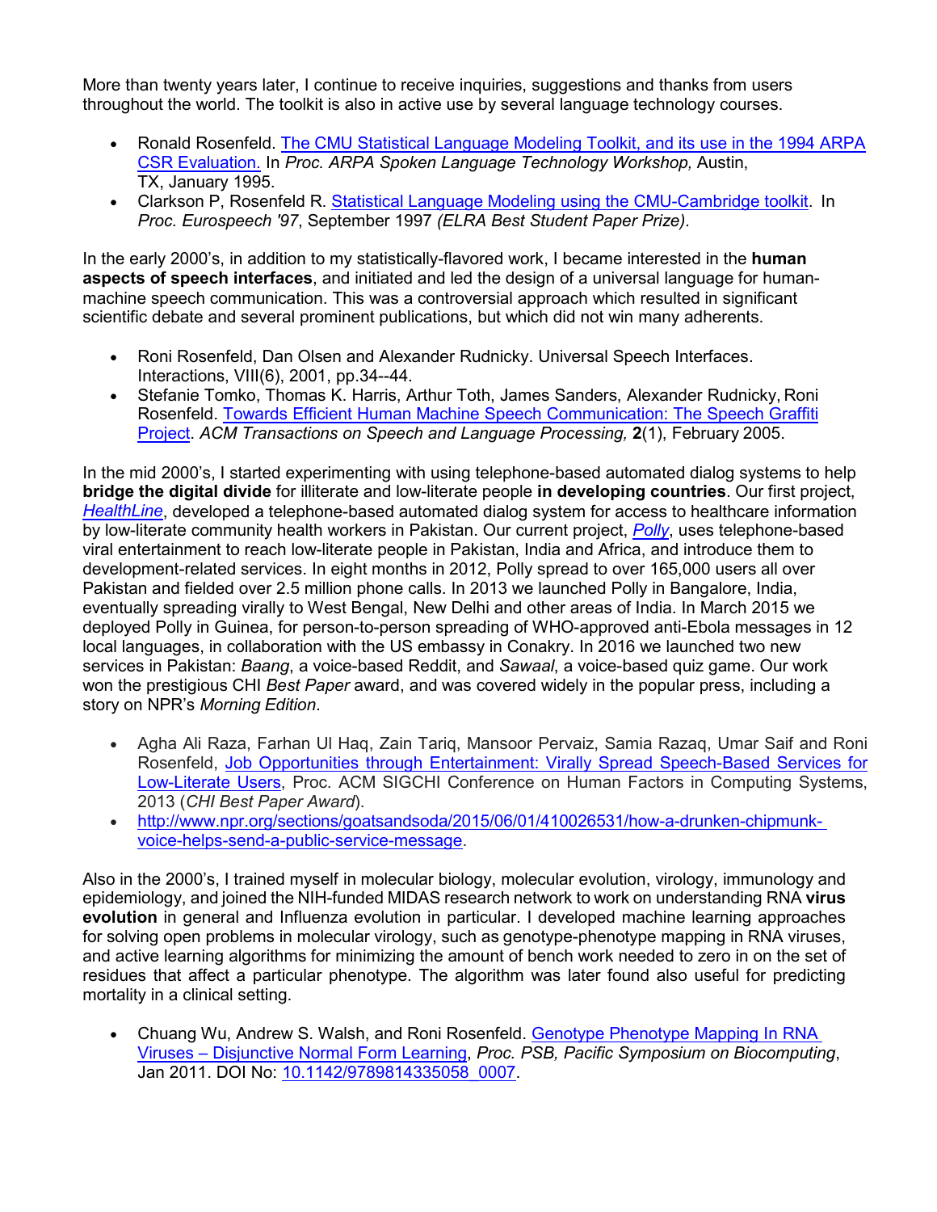More than twenty years later, I continue to receive inquiries, suggestions and thanks from users throughout the world. The toolkit is also in active use by several language technology courses.

- Ronald Rosenfeld. The CMU Statistical Language Modeling Toolkit, and its use in the 1994 ARPA CSR Evaluation. In *Proc. ARPA Spoken Language Technology Workshop,* Austin, TX, January 1995.
- Clarkson P, Rosenfeld R. Statistical Language Modeling using the CMU-Cambridge toolkit. In *Proc. Eurospeech '97*, September 1997 *(ELRA Best Student Paper Prize).*

In the early 2000's, in addition to my statistically-flavored work, I became interested in the **human aspects of speech interfaces**, and initiated and led the design of a universal language for human-machine speech communication. This was a controversial approach which resulted in significant scientific debate and several prominent publications, but which did not win many adherents.

- Roni Rosenfeld, Dan Olsen and Alexander Rudnicky. Universal Speech Interfaces. Interactions, VIII(6), 2001, pp.34--44.
- Stefanie Tomko, Thomas K. Harris, Arthur Toth, James Sanders, Alexander Rudnicky, Roni Rosenfeld. Towards Efficient Human Machine Speech Communication: The Speech Graffiti Project. *ACM Transactions on Speech and Language Processing,* **2**(1), February 2005.

In the mid 2000's, I started experimenting with using telephone-based automated dialog systems to help **bridge the digital divide** for illiterate and low-literate people **in developing countries**. Our first project, *HealthLine*, developed a telephone-based automated dialog system for access to healthcare information by low-literate community health workers in Pakistan. Our current project, *Polly*, uses telephone-based viral entertainment to reach low-literate people in Pakistan, India and Africa, and introduce them to development-related services. In eight months in 2012, Polly spread to over 165,000 users all over Pakistan and fielded over 2.5 million phone calls. In 2013 we launched Polly in Bangalore, India, eventually spreading virally to West Bengal, New Delhi and other areas of India. In March 2015 we deployed Polly in Guinea, for person-to-person spreading of WHO-approved anti-Ebola messages in 12 local languages, in collaboration with the US embassy in Conakry. In 2016 we launched two new services in Pakistan: *Baang*, a voice-based Reddit, and *Sawaal*, a voice-based quiz game. Our work won the prestigious CHI *Best Paper* award, and was covered widely in the popular press, including a story on NPR's *Morning Edition*.

- Agha Ali Raza, Farhan Ul Haq, Zain Tariq, Mansoor Pervaiz, Samia Razaq, Umar Saif and Roni Rosenfeld, Job Opportunities through Entertainment: Virally Spread Speech-Based Services for Low-Literate Users, Proc. ACM SIGCHI Conference on Human Factors in Computing Systems, 2013 (*CHI Best Paper Award*).
- http://www.npr.org/sections/goatsandsoda/2015/06/01/410026531/how-a-drunken-chipmunk-voice-helps-send-a-public-service-message.

Also in the 2000's, I trained myself in molecular biology, molecular evolution, virology, immunology and epidemiology, and joined the NIH-funded MIDAS research network to work on understanding RNA **virus evolution** in general and Influenza evolution in particular. I developed machine learning approaches for solving open problems in molecular virology, such as genotype-phenotype mapping in RNA viruses, and active learning algorithms for minimizing the amount of bench work needed to zero in on the set of residues that affect a particular phenotype. The algorithm was later found also useful for predicting mortality in a clinical setting.

- Chuang Wu, Andrew S. Walsh, and Roni Rosenfeld. Genotype Phenotype Mapping In RNA Viruses – Disjunctive Normal Form Learning, *Proc. PSB, Pacific Symposium on Biocomputing*, Jan 2011. DOI No: 10.1142/9789814335058_0007.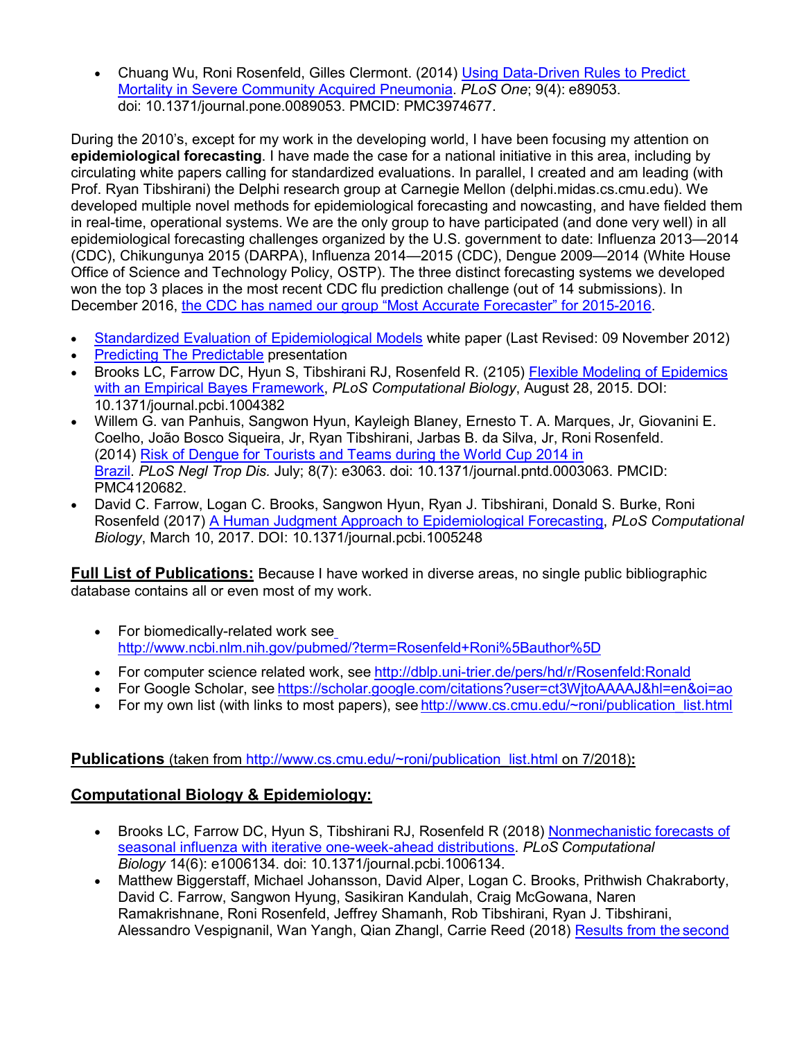- Chuang Wu, Roni Rosenfeld, Gilles Clermont. (2014) [Using Data-Driven Rules to Predict Mortality in Severe Community Acquired Pneumonia](). *PLoS One*; 9(4): e89053. doi: 10.1371/journal.pone.0089053. PMCID: PMC3974677.

During the 2010's, except for my work in the developing world, I have been focusing my attention on **epidemiological forecasting**. I have made the case for a national initiative in this area, including by circulating white papers calling for standardized evaluations. In parallel, I created and am leading (with Prof. Ryan Tibshirani) the Delphi research group at Carnegie Mellon (delphi.midas.cs.cmu.edu). We developed multiple novel methods for epidemiological forecasting and nowcasting, and have fielded them in real-time, operational systems. We are the only group to have participated (and done very well) in all epidemiological forecasting challenges organized by the U.S. government to date: Influenza 2013—2014 (CDC), Chikungunya 2015 (DARPA), Influenza 2014—2015 (CDC), Dengue 2009—2014 (White House Office of Science and Technology Policy, OSTP). The three distinct forecasting systems we developed won the top 3 places in the most recent CDC flu prediction challenge (out of 14 submissions). In December 2016, the CDC has named our group "Most Accurate Forecaster" for 2015-2016.

- Standardized Evaluation of Epidemiological Models white paper (Last Revised: 09 November 2012)
- Predicting The Predictable presentation
- Brooks LC, Farrow DC, Hyun S, Tibshirani RJ, Rosenfeld R. (2105) Flexible Modeling of Epidemics with an Empirical Bayes Framework, *PLoS Computational Biology*, August 28, 2015. DOI: 10.1371/journal.pcbi.1004382
- Willem G. van Panhuis, Sangwon Hyun, Kayleigh Blaney, Ernesto T. A. Marques, Jr, Giovanini E. Coelho, João Bosco Siqueira, Jr, Ryan Tibshirani, Jarbas B. da Silva, Jr, Roni Rosenfeld. (2014) Risk of Dengue for Tourists and Teams during the World Cup 2014 in Brazil. *PLoS Negl Trop Dis*. July; 8(7): e3063. doi: 10.1371/journal.pntd.0003063. PMCID: PMC4120682.
- David C. Farrow, Logan C. Brooks, Sangwon Hyun, Ryan J. Tibshirani, Donald S. Burke, Roni Rosenfeld (2017) A Human Judgment Approach to Epidemiological Forecasting, *PLoS Computational Biology*, March 10, 2017. DOI: 10.1371/journal.pcbi.1005248

**Full List of Publications:** Because I have worked in diverse areas, no single public bibliographic database contains all or even most of my work.

- For biomedically-related work see http://www.ncbi.nlm.nih.gov/pubmed/?term=Rosenfeld+Roni%5Bauthor%5D
- For computer science related work, see http://dblp.uni-trier.de/pers/hd/r/Rosenfeld:Ronald
- For Google Scholar, see https://scholar.google.com/citations?user=ct3WjtoAAAAJ&hl=en&oi=ao
- For my own list (with links to most papers), see http://www.cs.cmu.edu/~roni/publication_list.html

**Publications** (taken from http://www.cs.cmu.edu/~roni/publication_list.html on 7/2018)**:**

## Computational Biology & Epidemiology:

- Brooks LC, Farrow DC, Hyun S, Tibshirani RJ, Rosenfeld R (2018) Nonmechanistic forecasts of seasonal influenza with iterative one-week-ahead distributions. *PLoS Computational Biology* 14(6): e1006134. doi: 10.1371/journal.pcbi.1006134.
- Matthew Biggerstaff, Michael Johansson, David Alper, Logan C. Brooks, Prithwish Chakraborty, David C. Farrow, Sangwon Hyung, Sasikiran Kandulah, Craig McGowana, Naren Ramakrishnane, Roni Rosenfeld, Jeffrey Shamanh, Rob Tibshirani, Ryan J. Tibshirani, Alessandro Vespignanil, Wan Yangh, Qian Zhangl, Carrie Reed (2018) Results from the second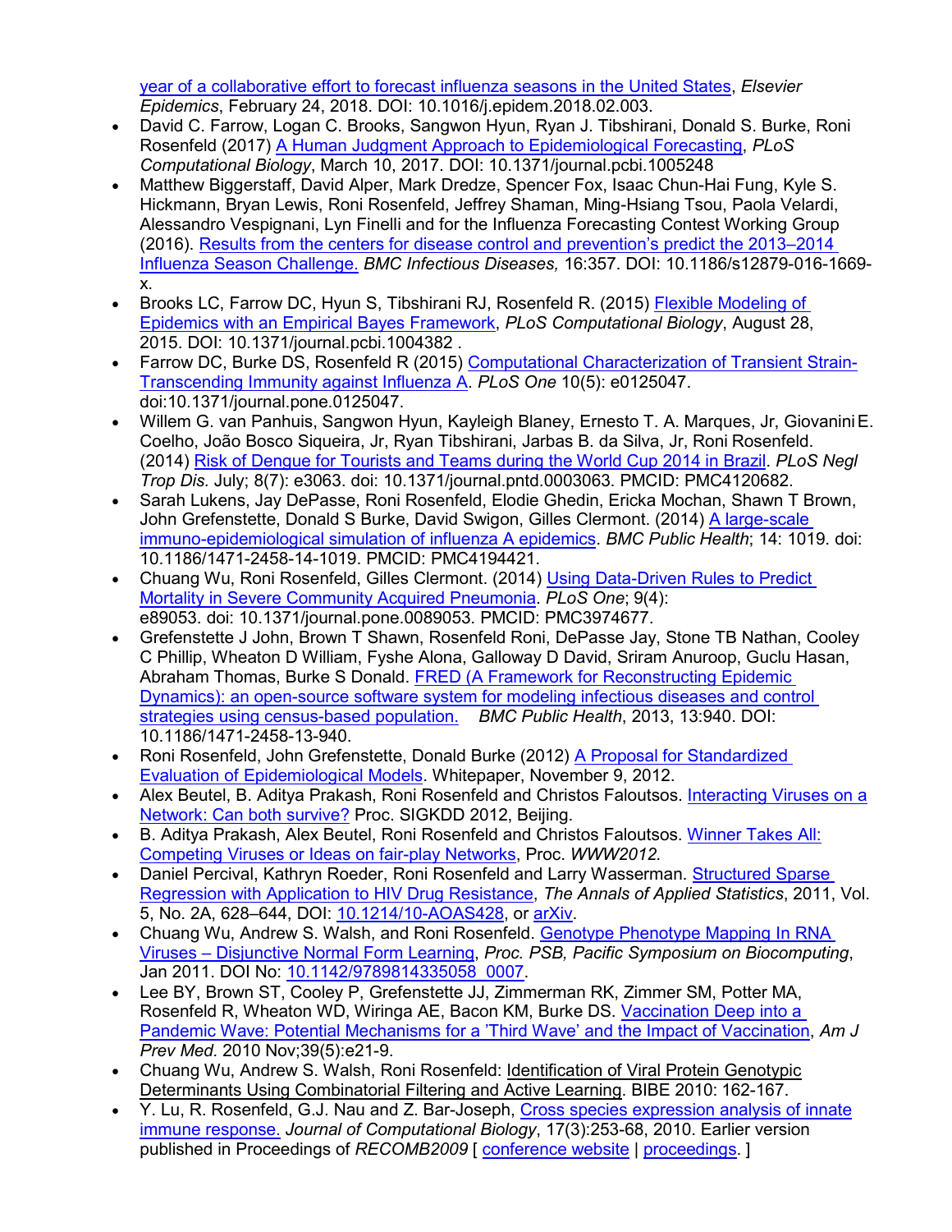year of a collaborative effort to forecast influenza seasons in the United States, *Elsevier Epidemics*, February 24, 2018. DOI: 10.1016/j.epidem.2018.02.003.

- David C. Farrow, Logan C. Brooks, Sangwon Hyun, Ryan J. Tibshirani, Donald S. Burke, Roni Rosenfeld (2017) A Human Judgment Approach to Epidemiological Forecasting, *PLoS Computational Biology*, March 10, 2017. DOI: 10.1371/journal.pcbi.1005248
- Matthew Biggerstaff, David Alper, Mark Dredze, Spencer Fox, Isaac Chun-Hai Fung, Kyle S. Hickmann, Bryan Lewis, Roni Rosenfeld, Jeffrey Shaman, Ming-Hsiang Tsou, Paola Velardi, Alessandro Vespignani, Lyn Finelli and for the Influenza Forecasting Contest Working Group (2016). Results from the centers for disease control and prevention's predict the 2013–2014 Influenza Season Challenge. *BMC Infectious Diseases,* 16:357. DOI: 10.1186/s12879-016-1669-x.
- Brooks LC, Farrow DC, Hyun S, Tibshirani RJ, Rosenfeld R. (2015) Flexible Modeling of Epidemics with an Empirical Bayes Framework, *PLoS Computational Biology*, August 28, 2015. DOI: 10.1371/journal.pcbi.1004382 .
- Farrow DC, Burke DS, Rosenfeld R (2015) Computational Characterization of Transient Strain-Transcending Immunity against Influenza A. *PLoS One* 10(5): e0125047. doi:10.1371/journal.pone.0125047.
- Willem G. van Panhuis, Sangwon Hyun, Kayleigh Blaney, Ernesto T. A. Marques, Jr, Giovanini E. Coelho, João Bosco Siqueira, Jr, Ryan Tibshirani, Jarbas B. da Silva, Jr, Roni Rosenfeld. (2014) Risk of Dengue for Tourists and Teams during the World Cup 2014 in Brazil. *PLoS Negl Trop Dis.* July; 8(7): e3063. doi: 10.1371/journal.pntd.0003063. PMCID: PMC4120682.
- Sarah Lukens, Jay DePasse, Roni Rosenfeld, Elodie Ghedin, Ericka Mochan, Shawn T Brown, John Grefenstette, Donald S Burke, David Swigon, Gilles Clermont. (2014) A large-scale immuno-epidemiological simulation of influenza A epidemics. *BMC Public Health*; 14: 1019. doi: 10.1186/1471-2458-14-1019. PMCID: PMC4194421.
- Chuang Wu, Roni Rosenfeld, Gilles Clermont. (2014) Using Data-Driven Rules to Predict Mortality in Severe Community Acquired Pneumonia. *PLoS One*; 9(4): e89053. doi: 10.1371/journal.pone.0089053. PMCID: PMC3974677.
- Grefenstette J John, Brown T Shawn, Rosenfeld Roni, DePasse Jay, Stone TB Nathan, Cooley C Phillip, Wheaton D William, Fyshe Alona, Galloway D David, Sriram Anuroop, Guclu Hasan, Abraham Thomas, Burke S Donald. FRED (A Framework for Reconstructing Epidemic Dynamics): an open-source software system for modeling infectious diseases and control strategies using census-based population. *BMC Public Health*, 2013, 13:940. DOI: 10.1186/1471-2458-13-940.
- Roni Rosenfeld, John Grefenstette, Donald Burke (2012) A Proposal for Standardized Evaluation of Epidemiological Models. Whitepaper, November 9, 2012.
- Alex Beutel, B. Aditya Prakash, Roni Rosenfeld and Christos Faloutsos. Interacting Viruses on a Network: Can both survive? Proc. SIGKDD 2012, Beijing.
- B. Aditya Prakash, Alex Beutel, Roni Rosenfeld and Christos Faloutsos. Winner Takes All: Competing Viruses or Ideas on fair-play Networks, Proc. *WWW2012.*
- Daniel Percival, Kathryn Roeder, Roni Rosenfeld and Larry Wasserman. Structured Sparse Regression with Application to HIV Drug Resistance, *The Annals of Applied Statistics*, 2011, Vol. 5, No. 2A, 628–644, DOI: 10.1214/10-AOAS428, or arXiv.
- Chuang Wu, Andrew S. Walsh, and Roni Rosenfeld. Genotype Phenotype Mapping In RNA Viruses – Disjunctive Normal Form Learning, *Proc. PSB, Pacific Symposium on Biocomputing*, Jan 2011. DOI No: 10.1142/9789814335058_0007.
- Lee BY, Brown ST, Cooley P, Grefenstette JJ, Zimmerman RK, Zimmer SM, Potter MA, Rosenfeld R, Wheaton WD, Wiringa AE, Bacon KM, Burke DS. Vaccination Deep into a Pandemic Wave: Potential Mechanisms for a 'Third Wave' and the Impact of Vaccination, *Am J Prev Med.* 2010 Nov;39(5):e21-9.
- Chuang Wu, Andrew S. Walsh, Roni Rosenfeld: Identification of Viral Protein Genotypic Determinants Using Combinatorial Filtering and Active Learning. BIBE 2010: 162-167.
- Y. Lu, R. Rosenfeld, G.J. Nau and Z. Bar-Joseph, Cross species expression analysis of innate immune response. *Journal of Computational Biology*, 17(3):253-68, 2010. Earlier version published in Proceedings of *RECOMB2009* [ conference website | proceedings. ]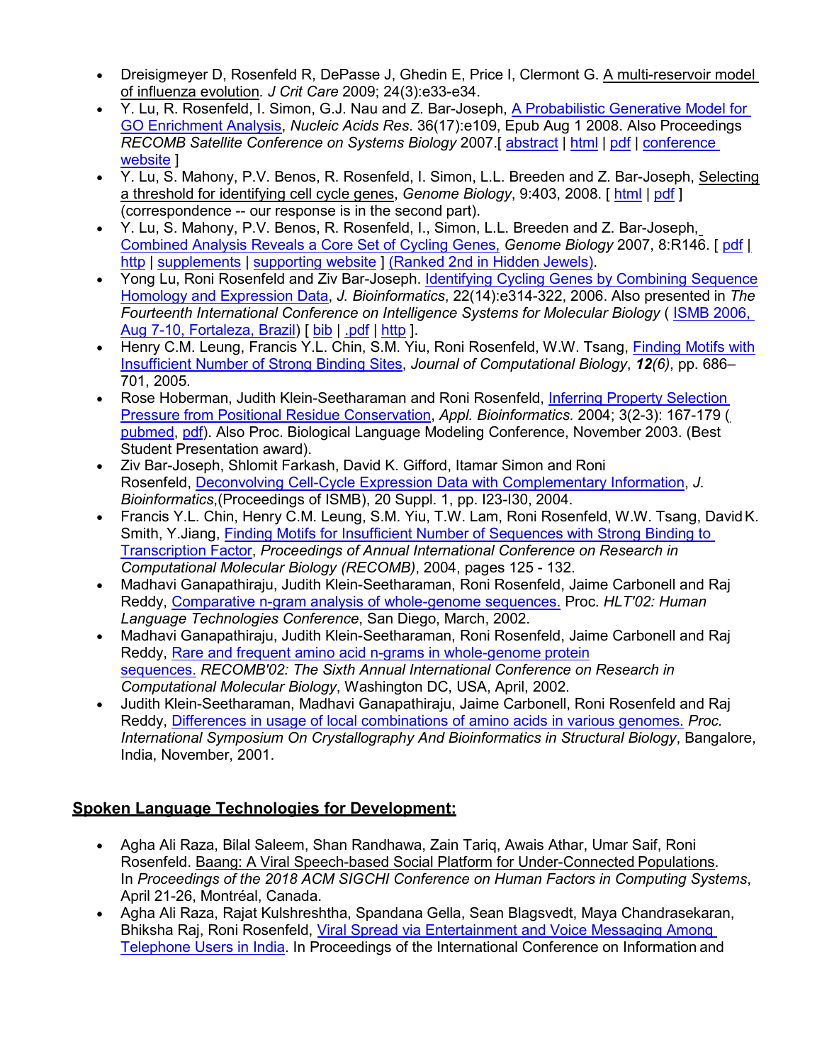- Dreisigmeyer D, Rosenfeld R, DePasse J, Ghedin E, Price I, Clermont G. A multi-reservoir model of influenza evolution. *J Crit Care* 2009; 24(3):e33-e34.
- Y. Lu, R. Rosenfeld, I. Simon, G.J. Nau and Z. Bar-Joseph, A Probabilistic Generative Model for GO Enrichment Analysis, *Nucleic Acids Res.* 36(17):e109, Epub Aug 1 2008. Also Proceedings *RECOMB Satellite Conference on Systems Biology* 2007.[ abstract | html | pdf | conference website ]
- Y. Lu, S. Mahony, P.V. Benos, R. Rosenfeld, I. Simon, L.L. Breeden and Z. Bar-Joseph, Selecting a threshold for identifying cell cycle genes, *Genome Biology*, 9:403, 2008. [ html | pdf ] (correspondence -- our response is in the second part).
- Y. Lu, S. Mahony, P.V. Benos, R. Rosenfeld, I., Simon, L.L. Breeden and Z. Bar-Joseph, Combined Analysis Reveals a Core Set of Cycling Genes, *Genome Biology* 2007, 8:R146. [ pdf | http | supplements | supporting website ] (Ranked 2nd in Hidden Jewels).
- Yong Lu, Roni Rosenfeld and Ziv Bar-Joseph. Identifying Cycling Genes by Combining Sequence Homology and Expression Data, *J. Bioinformatics*, 22(14):e314-322, 2006. Also presented in *The Fourteenth International Conference on Intelligence Systems for Molecular Biology* ( ISMB 2006, Aug 7-10, Fortaleza, Brazil) [ bib | .pdf | http ].
- Henry C.M. Leung, Francis Y.L. Chin, S.M. Yiu, Roni Rosenfeld, W.W. Tsang, Finding Motifs with Insufficient Number of Strong Binding Sites, *Journal of Computational Biology*, ***12****(6)*, pp. 686–701, 2005.
- Rose Hoberman, Judith Klein-Seetharaman and Roni Rosenfeld, Inferring Property Selection Pressure from Positional Residue Conservation, *Appl. Bioinformatics.* 2004; 3(2-3): 167-179 ( pubmed, pdf). Also Proc. Biological Language Modeling Conference, November 2003. (Best Student Presentation award).
- Ziv Bar-Joseph, Shlomit Farkash, David K. Gifford, Itamar Simon and Roni Rosenfeld, Deconvolving Cell-Cycle Expression Data with Complementary Information, *J. Bioinformatics*,(Proceedings of ISMB), 20 Suppl. 1, pp. I23-I30, 2004.
- Francis Y.L. Chin, Henry C.M. Leung, S.M. Yiu, T.W. Lam, Roni Rosenfeld, W.W. Tsang, David K. Smith, Y.Jiang, Finding Motifs for Insufficient Number of Sequences with Strong Binding to Transcription Factor, *Proceedings of Annual International Conference on Research in Computational Molecular Biology (RECOMB)*, 2004, pages 125 - 132.
- Madhavi Ganapathiraju, Judith Klein-Seetharaman, Roni Rosenfeld, Jaime Carbonell and Raj Reddy, Comparative n-gram analysis of whole-genome sequences. Proc. *HLT'02: Human Language Technologies Conference*, San Diego, March, 2002.
- Madhavi Ganapathiraju, Judith Klein-Seetharaman, Roni Rosenfeld, Jaime Carbonell and Raj Reddy, Rare and frequent amino acid n-grams in whole-genome protein sequences. *RECOMB'02: The Sixth Annual International Conference on Research in Computational Molecular Biology*, Washington DC, USA, April, 2002.
- Judith Klein-Seetharaman, Madhavi Ganapathiraju, Jaime Carbonell, Roni Rosenfeld and Raj Reddy, Differences in usage of local combinations of amino acids in various genomes. *Proc. International Symposium On Crystallography And Bioinformatics in Structural Biology*, Bangalore, India, November, 2001.

## Spoken Language Technologies for Development:

- Agha Ali Raza, Bilal Saleem, Shan Randhawa, Zain Tariq, Awais Athar, Umar Saif, Roni Rosenfeld. Baang: A Viral Speech-based Social Platform for Under-Connected Populations. In *Proceedings of the 2018 ACM SIGCHI Conference on Human Factors in Computing Systems*, April 21-26, Montréal, Canada.
- Agha Ali Raza, Rajat Kulshreshtha, Spandana Gella, Sean Blagsvedt, Maya Chandrasekaran, Bhiksha Raj, Roni Rosenfeld, Viral Spread via Entertainment and Voice Messaging Among Telephone Users in India. In Proceedings of the International Conference on Information and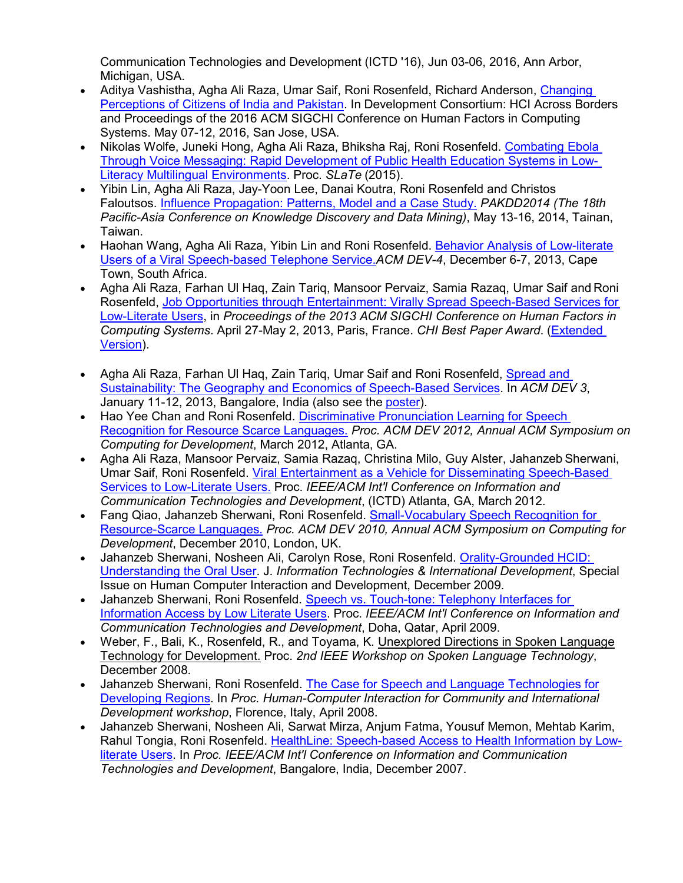Communication Technologies and Development (ICTD '16), Jun 03-06, 2016, Ann Arbor, Michigan, USA.

- Aditya Vashistha, Agha Ali Raza, Umar Saif, Roni Rosenfeld, Richard Anderson, Changing Perceptions of Citizens of India and Pakistan. In Development Consortium: HCI Across Borders and Proceedings of the 2016 ACM SIGCHI Conference on Human Factors in Computing Systems. May 07-12, 2016, San Jose, USA.
- Nikolas Wolfe, Juneki Hong, Agha Ali Raza, Bhiksha Raj, Roni Rosenfeld. Combating Ebola Through Voice Messaging: Rapid Development of Public Health Education Systems in Low-Literacy Multilingual Environments. Proc. *SLaTe* (2015).
- Yibin Lin, Agha Ali Raza, Jay-Yoon Lee, Danai Koutra, Roni Rosenfeld and Christos Faloutsos. Influence Propagation: Patterns, Model and a Case Study. *PAKDD2014 (The 18th Pacific-Asia Conference on Knowledge Discovery and Data Mining)*, May 13-16, 2014, Tainan, Taiwan.
- Haohan Wang, Agha Ali Raza, Yibin Lin and Roni Rosenfeld. Behavior Analysis of Low-literate Users of a Viral Speech-based Telephone Service.*ACM DEV-4*, December 6-7, 2013, Cape Town, South Africa.
- Agha Ali Raza, Farhan Ul Haq, Zain Tariq, Mansoor Pervaiz, Samia Razaq, Umar Saif and Roni Rosenfeld, Job Opportunities through Entertainment: Virally Spread Speech-Based Services for Low-Literate Users, in *Proceedings of the 2013 ACM SIGCHI Conference on Human Factors in Computing Systems*. April 27-May 2, 2013, Paris, France. *CHI Best Paper Award*. (Extended Version).
- Agha Ali Raza, Farhan Ul Haq, Zain Tariq, Umar Saif and Roni Rosenfeld, Spread and Sustainability: The Geography and Economics of Speech-Based Services. In *ACM DEV 3*, January 11-12, 2013, Bangalore, India (also see the poster).
- Hao Yee Chan and Roni Rosenfeld. Discriminative Pronunciation Learning for Speech Recognition for Resource Scarce Languages. *Proc. ACM DEV 2012, Annual ACM Symposium on Computing for Development*, March 2012, Atlanta, GA.
- Agha Ali Raza, Mansoor Pervaiz, Samia Razaq, Christina Milo, Guy Alster, Jahanzeb Sherwani, Umar Saif, Roni Rosenfeld. Viral Entertainment as a Vehicle for Disseminating Speech-Based Services to Low-Literate Users. Proc. *IEEE/ACM Int'l Conference on Information and Communication Technologies and Development*, (ICTD) Atlanta, GA, March 2012.
- Fang Qiao, Jahanzeb Sherwani, Roni Rosenfeld. Small-Vocabulary Speech Recognition for Resource-Scarce Languages. *Proc. ACM DEV 2010, Annual ACM Symposium on Computing for Development*, December 2010, London, UK.
- Jahanzeb Sherwani, Nosheen Ali, Carolyn Rose, Roni Rosenfeld. Orality-Grounded HCID: Understanding the Oral User. J. *Information Technologies & International Development*, Special Issue on Human Computer Interaction and Development, December 2009.
- Jahanzeb Sherwani, Roni Rosenfeld. Speech vs. Touch-tone: Telephony Interfaces for Information Access by Low Literate Users. Proc. *IEEE/ACM Int'l Conference on Information and Communication Technologies and Development*, Doha, Qatar, April 2009.
- Weber, F., Bali, K., Rosenfeld, R., and Toyama, K. Unexplored Directions in Spoken Language Technology for Development. Proc. *2nd IEEE Workshop on Spoken Language Technology*, December 2008.
- Jahanzeb Sherwani, Roni Rosenfeld. The Case for Speech and Language Technologies for Developing Regions. In *Proc. Human-Computer Interaction for Community and International Development workshop*, Florence, Italy, April 2008.
- Jahanzeb Sherwani, Nosheen Ali, Sarwat Mirza, Anjum Fatma, Yousuf Memon, Mehtab Karim, Rahul Tongia, Roni Rosenfeld. HealthLine: Speech-based Access to Health Information by Low-literate Users. In *Proc. IEEE/ACM Int'l Conference on Information and Communication Technologies and Development*, Bangalore, India, December 2007.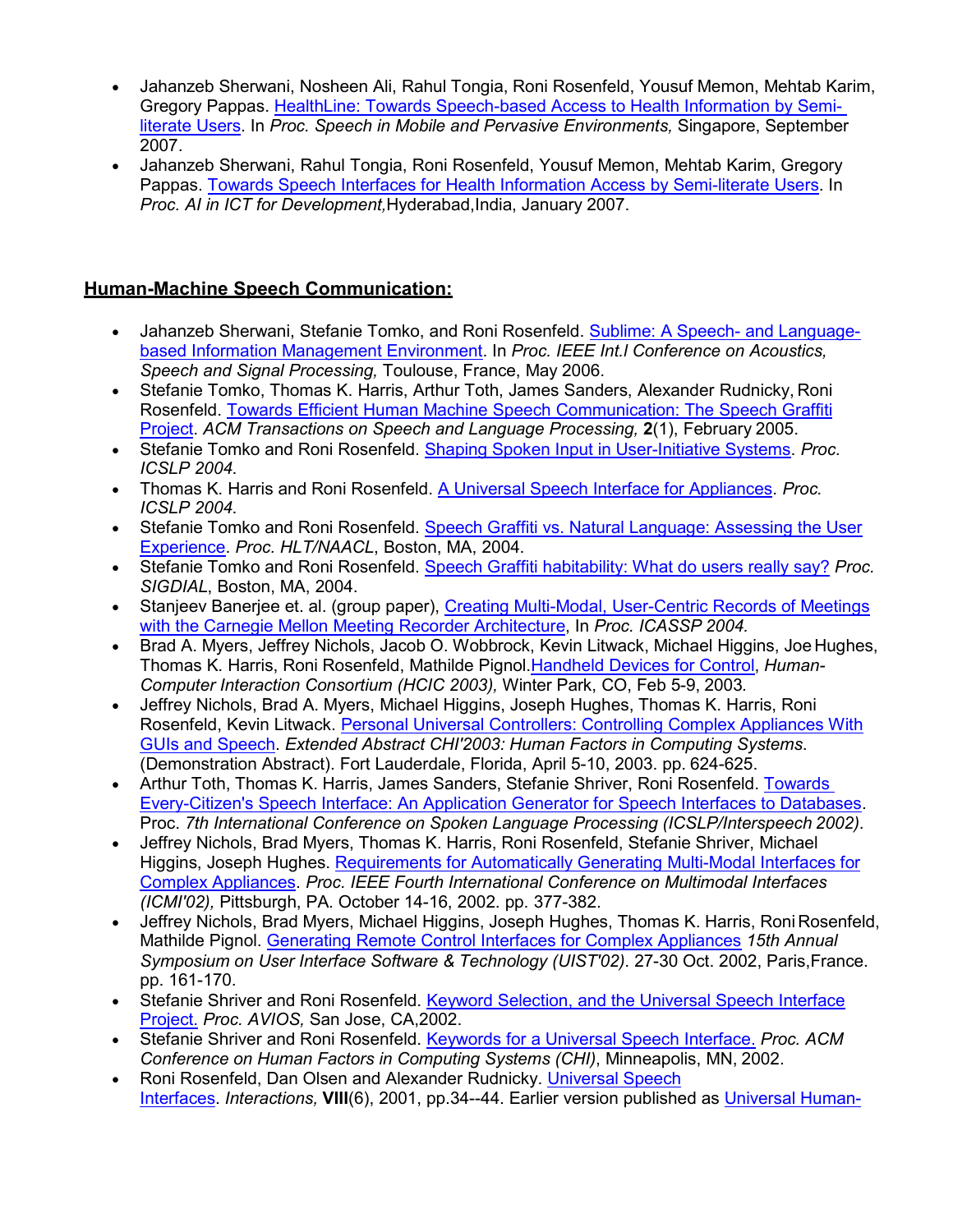- Jahanzeb Sherwani, Nosheen Ali, Rahul Tongia, Roni Rosenfeld, Yousuf Memon, Mehtab Karim, Gregory Pappas. [HealthLine: Towards Speech-based Access to Health Information by Semi-literate Users](). In *Proc. Speech in Mobile and Pervasive Environments,* Singapore, September 2007.
- Jahanzeb Sherwani, Rahul Tongia, Roni Rosenfeld, Yousuf Memon, Mehtab Karim, Gregory Pappas. [Towards Speech Interfaces for Health Information Access by Semi-literate Users](). In *Proc. AI in ICT for Development,*Hyderabad,India, January 2007.

## Human-Machine Speech Communication:

- Jahanzeb Sherwani, Stefanie Tomko, and Roni Rosenfeld. [Sublime: A Speech- and Language-based Information Management Environment](). In *Proc. IEEE Int.l Conference on Acoustics, Speech and Signal Processing,* Toulouse, France, May 2006.
- Stefanie Tomko, Thomas K. Harris, Arthur Toth, James Sanders, Alexander Rudnicky, Roni Rosenfeld. [Towards Efficient Human Machine Speech Communication: The Speech Graffiti Project](). *ACM Transactions on Speech and Language Processing,* **2**(1), February 2005.
- Stefanie Tomko and Roni Rosenfeld. [Shaping Spoken Input in User-Initiative Systems](). *Proc. ICSLP 2004*.
- Thomas K. Harris and Roni Rosenfeld. [A Universal Speech Interface for Appliances](). *Proc. ICSLP 2004*.
- Stefanie Tomko and Roni Rosenfeld. [Speech Graffiti vs. Natural Language: Assessing the User Experience](). *Proc. HLT/NAACL*, Boston, MA, 2004.
- Stefanie Tomko and Roni Rosenfeld. [Speech Graffiti habitability: What do users really say?]() *Proc. SIGDIAL*, Boston, MA, 2004.
- Stanjeev Banerjee et. al. (group paper), [Creating Multi-Modal, User-Centric Records of Meetings with the Carnegie Mellon Meeting Recorder Architecture](), In *Proc. ICASSP 2004.*
- Brad A. Myers, Jeffrey Nichols, Jacob O. Wobbrock, Kevin Litwack, Michael Higgins, Joe Hughes, Thomas K. Harris, Roni Rosenfeld, Mathilde Pignol.[Handheld Devices for Control](), *Human-Computer Interaction Consortium (HCIC 2003),* Winter Park, CO, Feb 5-9, 2003.
- Jeffrey Nichols, Brad A. Myers, Michael Higgins, Joseph Hughes, Thomas K. Harris, Roni Rosenfeld, Kevin Litwack. [Personal Universal Controllers: Controlling Complex Appliances With GUIs and Speech](). *Extended Abstract CHI'2003: Human Factors in Computing Systems.* (Demonstration Abstract). Fort Lauderdale, Florida, April 5-10, 2003. pp. 624-625.
- Arthur Toth, Thomas K. Harris, James Sanders, Stefanie Shriver, Roni Rosenfeld. [Towards Every-Citizen's Speech Interface: An Application Generator for Speech Interfaces to Databases](). Proc. *7th International Conference on Spoken Language Processing (ICSLP/Interspeech 2002)*.
- Jeffrey Nichols, Brad Myers, Thomas K. Harris, Roni Rosenfeld, Stefanie Shriver, Michael Higgins, Joseph Hughes. [Requirements for Automatically Generating Multi-Modal Interfaces for Complex Appliances](). *Proc. IEEE Fourth International Conference on Multimodal Interfaces (ICMI'02),* Pittsburgh, PA. October 14-16, 2002. pp. 377-382.
- Jeffrey Nichols, Brad Myers, Michael Higgins, Joseph Hughes, Thomas K. Harris, Roni Rosenfeld, Mathilde Pignol. [Generating Remote Control Interfaces for Complex Appliances]() *15th Annual Symposium on User Interface Software & Technology (UIST'02).* 27-30 Oct. 2002, Paris,France. pp. 161-170.
- Stefanie Shriver and Roni Rosenfeld. [Keyword Selection, and the Universal Speech Interface Project.]() *Proc. AVIOS,* San Jose, CA,2002.
- Stefanie Shriver and Roni Rosenfeld. [Keywords for a Universal Speech Interface.]() *Proc. ACM Conference on Human Factors in Computing Systems (CHI)*, Minneapolis, MN, 2002.
- Roni Rosenfeld, Dan Olsen and Alexander Rudnicky. [Universal Speech Interfaces](). *Interactions,* **VIII**(6), 2001, pp.34--44. Earlier version published as [Universal Human-]()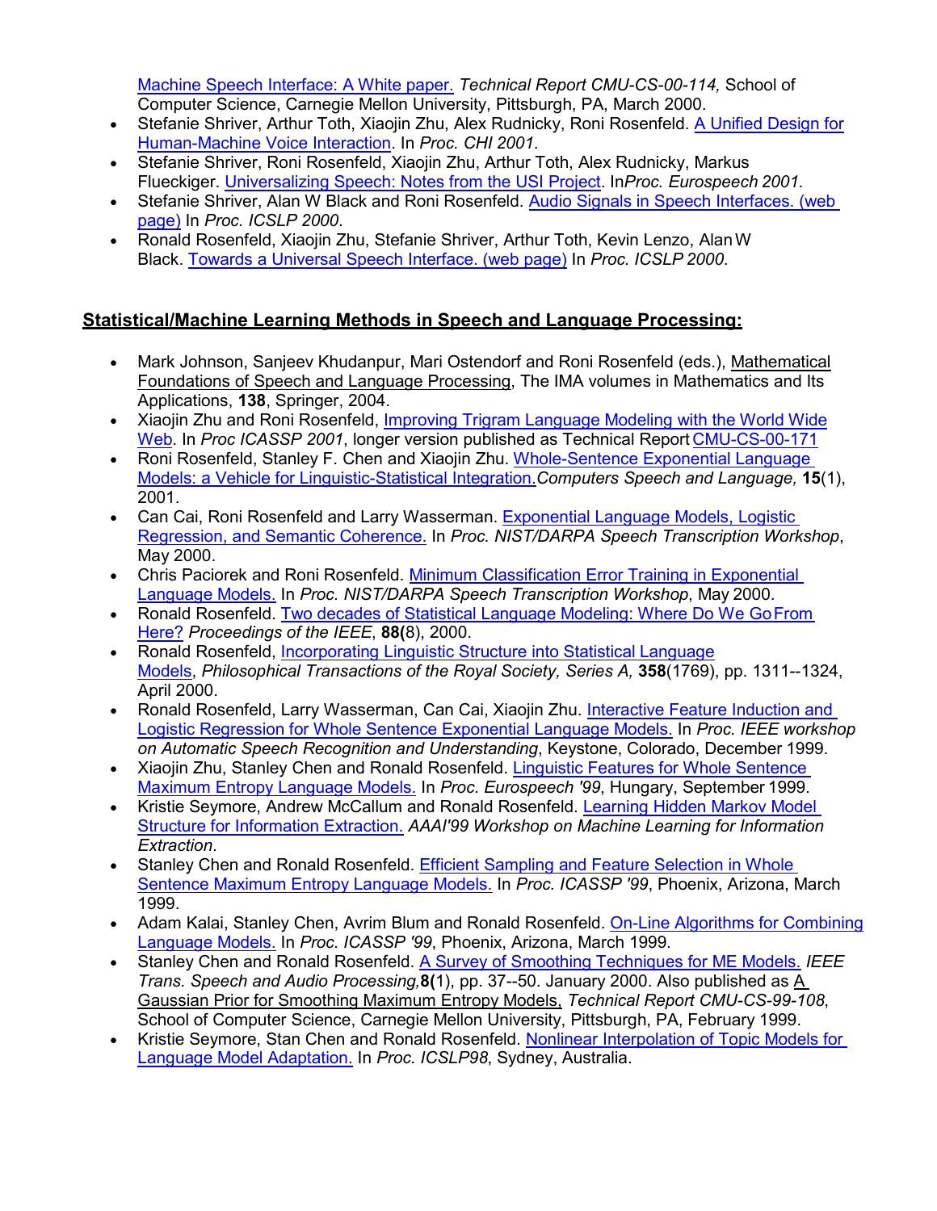Machine Speech Interface: A White paper. *Technical Report CMU-CS-00-114,* School of Computer Science, Carnegie Mellon University, Pittsburgh, PA, March 2000.

- Stefanie Shriver, Arthur Toth, Xiaojin Zhu, Alex Rudnicky, Roni Rosenfeld. A Unified Design for Human-Machine Voice Interaction. In *Proc. CHI 2001*.
- Stefanie Shriver, Roni Rosenfeld, Xiaojin Zhu, Arthur Toth, Alex Rudnicky, Markus Flueckiger. Universalizing Speech: Notes from the USI Project. In*Proc. Eurospeech 2001*.
- Stefanie Shriver, Alan W Black and Roni Rosenfeld. Audio Signals in Speech Interfaces. (web page) In *Proc. ICSLP 2000*.
- Ronald Rosenfeld, Xiaojin Zhu, Stefanie Shriver, Arthur Toth, Kevin Lenzo, Alan W Black. Towards a Universal Speech Interface. (web page) In *Proc. ICSLP 2000*.

## Statistical/Machine Learning Methods in Speech and Language Processing:

- Mark Johnson, Sanjeev Khudanpur, Mari Ostendorf and Roni Rosenfeld (eds.), Mathematical Foundations of Speech and Language Processing, The IMA volumes in Mathematics and Its Applications, **138**, Springer, 2004.
- Xiaojin Zhu and Roni Rosenfeld, Improving Trigram Language Modeling with the World Wide Web. In *Proc ICASSP 2001*, longer version published as Technical Report CMU-CS-00-171
- Roni Rosenfeld, Stanley F. Chen and Xiaojin Zhu. Whole-Sentence Exponential Language Models: a Vehicle for Linguistic-Statistical Integration.*Computers Speech and Language,* **15**(1), 2001.
- Can Cai, Roni Rosenfeld and Larry Wasserman. Exponential Language Models, Logistic Regression, and Semantic Coherence. In *Proc. NIST/DARPA Speech Transcription Workshop*, May 2000.
- Chris Paciorek and Roni Rosenfeld. Minimum Classification Error Training in Exponential Language Models. In *Proc. NIST/DARPA Speech Transcription Workshop*, May 2000.
- Ronald Rosenfeld. Two decades of Statistical Language Modeling: Where Do We Go From Here? *Proceedings of the IEEE*, **88**(8), 2000.
- Ronald Rosenfeld, Incorporating Linguistic Structure into Statistical Language Models, *Philosophical Transactions of the Royal Society, Series A,* **358**(1769), pp. 1311--1324, April 2000.
- Ronald Rosenfeld, Larry Wasserman, Can Cai, Xiaojin Zhu. Interactive Feature Induction and Logistic Regression for Whole Sentence Exponential Language Models. In *Proc. IEEE workshop on Automatic Speech Recognition and Understanding*, Keystone, Colorado, December 1999.
- Xiaojin Zhu, Stanley Chen and Ronald Rosenfeld. Linguistic Features for Whole Sentence Maximum Entropy Language Models. In *Proc. Eurospeech '99*, Hungary, September 1999.
- Kristie Seymore, Andrew McCallum and Ronald Rosenfeld. Learning Hidden Markov Model Structure for Information Extraction. *AAAI'99 Workshop on Machine Learning for Information Extraction*.
- Stanley Chen and Ronald Rosenfeld. Efficient Sampling and Feature Selection in Whole Sentence Maximum Entropy Language Models. In *Proc. ICASSP '99*, Phoenix, Arizona, March 1999.
- Adam Kalai, Stanley Chen, Avrim Blum and Ronald Rosenfeld. On-Line Algorithms for Combining Language Models. In *Proc. ICASSP '99*, Phoenix, Arizona, March 1999.
- Stanley Chen and Ronald Rosenfeld. A Survey of Smoothing Techniques for ME Models. *IEEE Trans. Speech and Audio Processing,***8(**1), pp. 37--50. January 2000. Also published as A Gaussian Prior for Smoothing Maximum Entropy Models, *Technical Report CMU-CS-99-108*, School of Computer Science, Carnegie Mellon University, Pittsburgh, PA, February 1999.
- Kristie Seymore, Stan Chen and Ronald Rosenfeld. Nonlinear Interpolation of Topic Models for Language Model Adaptation. In *Proc. ICSLP98*, Sydney, Australia.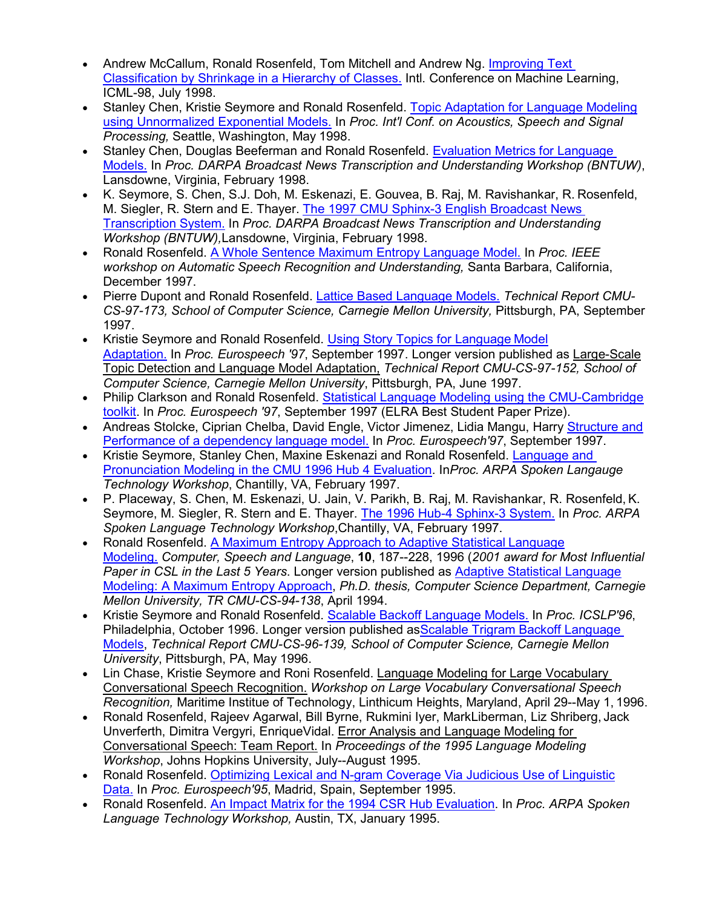- Andrew McCallum, Ronald Rosenfeld, Tom Mitchell and Andrew Ng. Improving Text Classification by Shrinkage in a Hierarchy of Classes. Intl. Conference on Machine Learning, ICML-98, July 1998.
- Stanley Chen, Kristie Seymore and Ronald Rosenfeld. Topic Adaptation for Language Modeling using Unnormalized Exponential Models. In *Proc. Int'l Conf. on Acoustics, Speech and Signal Processing,* Seattle, Washington, May 1998.
- Stanley Chen, Douglas Beeferman and Ronald Rosenfeld. Evaluation Metrics for Language Models. In *Proc. DARPA Broadcast News Transcription and Understanding Workshop (BNTUW)*, Lansdowne, Virginia, February 1998.
- K. Seymore, S. Chen, S.J. Doh, M. Eskenazi, E. Gouvea, B. Raj, M. Ravishankar, R. Rosenfeld, M. Siegler, R. Stern and E. Thayer. The 1997 CMU Sphinx-3 English Broadcast News Transcription System. In *Proc. DARPA Broadcast News Transcription and Understanding Workshop (BNTUW),*Lansdowne, Virginia, February 1998.
- Ronald Rosenfeld. A Whole Sentence Maximum Entropy Language Model. In *Proc. IEEE workshop on Automatic Speech Recognition and Understanding,* Santa Barbara, California, December 1997.
- Pierre Dupont and Ronald Rosenfeld. Lattice Based Language Models. *Technical Report CMU-CS-97-173, School of Computer Science, Carnegie Mellon University,* Pittsburgh, PA, September 1997.
- Kristie Seymore and Ronald Rosenfeld. Using Story Topics for Language Model Adaptation. In *Proc. Eurospeech '97*, September 1997. Longer version published as Large-Scale Topic Detection and Language Model Adaptation, *Technical Report CMU-CS-97-152, School of Computer Science, Carnegie Mellon University*, Pittsburgh, PA, June 1997.
- Philip Clarkson and Ronald Rosenfeld. Statistical Language Modeling using the CMU-Cambridge toolkit. In *Proc. Eurospeech '97*, September 1997 (ELRA Best Student Paper Prize).
- Andreas Stolcke, Ciprian Chelba, David Engle, Victor Jimenez, Lidia Mangu, Harry Structure and Performance of a dependency language model. In *Proc. Eurospeech'97*, September 1997.
- Kristie Seymore, Stanley Chen, Maxine Eskenazi and Ronald Rosenfeld. Language and Pronunciation Modeling in the CMU 1996 Hub 4 Evaluation. In*Proc. ARPA Spoken Langauge Technology Workshop*, Chantilly, VA, February 1997.
- P. Placeway, S. Chen, M. Eskenazi, U. Jain, V. Parikh, B. Raj, M. Ravishankar, R. Rosenfeld, K. Seymore, M. Siegler, R. Stern and E. Thayer. The 1996 Hub-4 Sphinx-3 System. In *Proc. ARPA Spoken Language Technology Workshop*,Chantilly, VA, February 1997.
- Ronald Rosenfeld. A Maximum Entropy Approach to Adaptive Statistical Language Modeling. *Computer, Speech and Language*, **10**, 187--228, 1996 (*2001 award for Most Influential Paper in CSL in the Last 5 Years*. Longer version published as Adaptive Statistical Language Modeling: A Maximum Entropy Approach, *Ph.D. thesis, Computer Science Department, Carnegie Mellon University, TR CMU-CS-94-138*, April 1994.
- Kristie Seymore and Ronald Rosenfeld. Scalable Backoff Language Models. In *Proc. ICSLP'96*, Philadelphia, October 1996. Longer version published asScalable Trigram Backoff Language Models, *Technical Report CMU-CS-96-139, School of Computer Science, Carnegie Mellon University*, Pittsburgh, PA, May 1996.
- Lin Chase, Kristie Seymore and Roni Rosenfeld. Language Modeling for Large Vocabulary Conversational Speech Recognition. *Workshop on Large Vocabulary Conversational Speech Recognition,* Maritime Institue of Technology, Linthicum Heights, Maryland, April 29--May 1, 1996.
- Ronald Rosenfeld, Rajeev Agarwal, Bill Byrne, Rukmini Iyer, MarkLiberman, Liz Shriberg, Jack Unverferth, Dimitra Vergyri, EnriqueVidal. Error Analysis and Language Modeling for Conversational Speech: Team Report. In *Proceedings of the 1995 Language Modeling Workshop*, Johns Hopkins University, July--August 1995.
- Ronald Rosenfeld. Optimizing Lexical and N-gram Coverage Via Judicious Use of Linguistic Data. In *Proc. Eurospeech'95*, Madrid, Spain, September 1995.
- Ronald Rosenfeld. An Impact Matrix for the 1994 CSR Hub Evaluation. In *Proc. ARPA Spoken Language Technology Workshop,* Austin, TX, January 1995.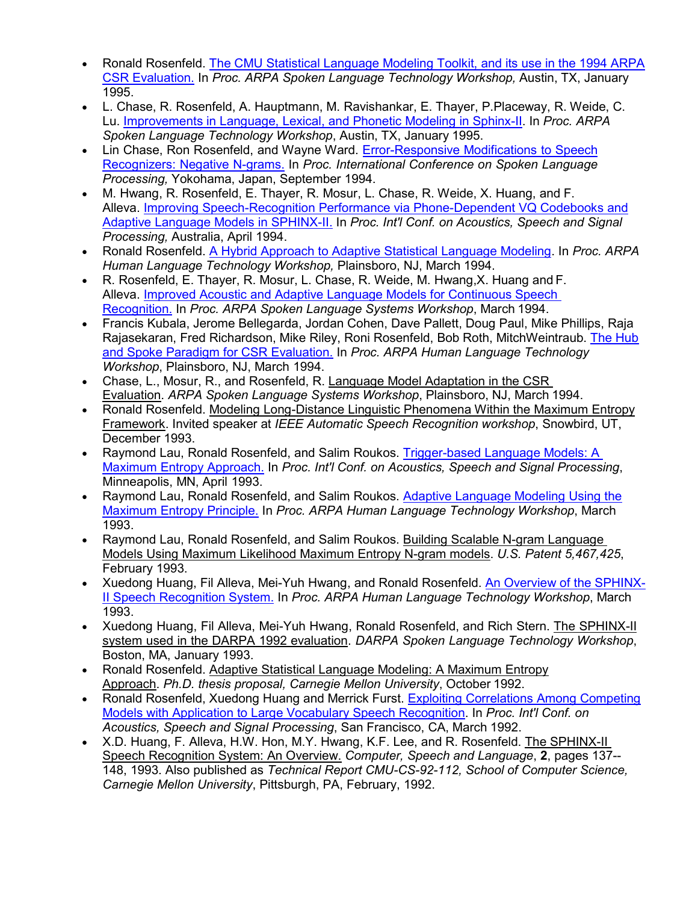- Ronald Rosenfeld. The CMU Statistical Language Modeling Toolkit, and its use in the 1994 ARPA CSR Evaluation. In *Proc. ARPA Spoken Language Technology Workshop,* Austin, TX, January 1995.
- L. Chase, R. Rosenfeld, A. Hauptmann, M. Ravishankar, E. Thayer, P.Placeway, R. Weide, C. Lu. Improvements in Language, Lexical, and Phonetic Modeling in Sphinx-II. In *Proc. ARPA Spoken Language Technology Workshop*, Austin, TX, January 1995.
- Lin Chase, Ron Rosenfeld, and Wayne Ward. Error-Responsive Modifications to Speech Recognizers: Negative N-grams. In *Proc. International Conference on Spoken Language Processing,* Yokohama, Japan, September 1994.
- M. Hwang, R. Rosenfeld, E. Thayer, R. Mosur, L. Chase, R. Weide, X. Huang, and F. Alleva. Improving Speech-Recognition Performance via Phone-Dependent VQ Codebooks and Adaptive Language Models in SPHINX-II. In *Proc. Int'l Conf. on Acoustics, Speech and Signal Processing,* Australia, April 1994.
- Ronald Rosenfeld. A Hybrid Approach to Adaptive Statistical Language Modeling. In *Proc. ARPA Human Language Technology Workshop,* Plainsboro, NJ, March 1994.
- R. Rosenfeld, E. Thayer, R. Mosur, L. Chase, R. Weide, M. Hwang,X. Huang and F. Alleva. Improved Acoustic and Adaptive Language Models for Continuous Speech Recognition. In *Proc. ARPA Spoken Language Systems Workshop*, March 1994.
- Francis Kubala, Jerome Bellegarda, Jordan Cohen, Dave Pallett, Doug Paul, Mike Phillips, Raja Rajasekaran, Fred Richardson, Mike Riley, Roni Rosenfeld, Bob Roth, MitchWeintraub. The Hub and Spoke Paradigm for CSR Evaluation. In *Proc. ARPA Human Language Technology Workshop*, Plainsboro, NJ, March 1994.
- Chase, L., Mosur, R., and Rosenfeld, R. Language Model Adaptation in the CSR Evaluation. *ARPA Spoken Language Systems Workshop*, Plainsboro, NJ, March 1994.
- Ronald Rosenfeld. Modeling Long-Distance Linguistic Phenomena Within the Maximum Entropy Framework. Invited speaker at *IEEE Automatic Speech Recognition workshop*, Snowbird, UT, December 1993.
- Raymond Lau, Ronald Rosenfeld, and Salim Roukos. Trigger-based Language Models: A Maximum Entropy Approach. In *Proc. Int'l Conf. on Acoustics, Speech and Signal Processing*, Minneapolis, MN, April 1993.
- Raymond Lau, Ronald Rosenfeld, and Salim Roukos. Adaptive Language Modeling Using the Maximum Entropy Principle. In *Proc. ARPA Human Language Technology Workshop*, March 1993.
- Raymond Lau, Ronald Rosenfeld, and Salim Roukos. Building Scalable N-gram Language Models Using Maximum Likelihood Maximum Entropy N-gram models. *U.S. Patent 5,467,425*, February 1993.
- Xuedong Huang, Fil Alleva, Mei-Yuh Hwang, and Ronald Rosenfeld. An Overview of the SPHINX-II Speech Recognition System. In *Proc. ARPA Human Language Technology Workshop*, March 1993.
- Xuedong Huang, Fil Alleva, Mei-Yuh Hwang, Ronald Rosenfeld, and Rich Stern. The SPHINX-II system used in the DARPA 1992 evaluation. *DARPA Spoken Language Technology Workshop*, Boston, MA, January 1993.
- Ronald Rosenfeld. Adaptive Statistical Language Modeling: A Maximum Entropy Approach. *Ph.D. thesis proposal, Carnegie Mellon University*, October 1992.
- Ronald Rosenfeld, Xuedong Huang and Merrick Furst. Exploiting Correlations Among Competing Models with Application to Large Vocabulary Speech Recognition. In *Proc. Int'l Conf. on Acoustics, Speech and Signal Processing*, San Francisco, CA, March 1992.
- X.D. Huang, F. Alleva, H.W. Hon, M.Y. Hwang, K.F. Lee, and R. Rosenfeld. The SPHINX-II Speech Recognition System: An Overview. *Computer, Speech and Language*, **2**, pages 137--148, 1993. Also published as *Technical Report CMU-CS-92-112, School of Computer Science, Carnegie Mellon University*, Pittsburgh, PA, February, 1992.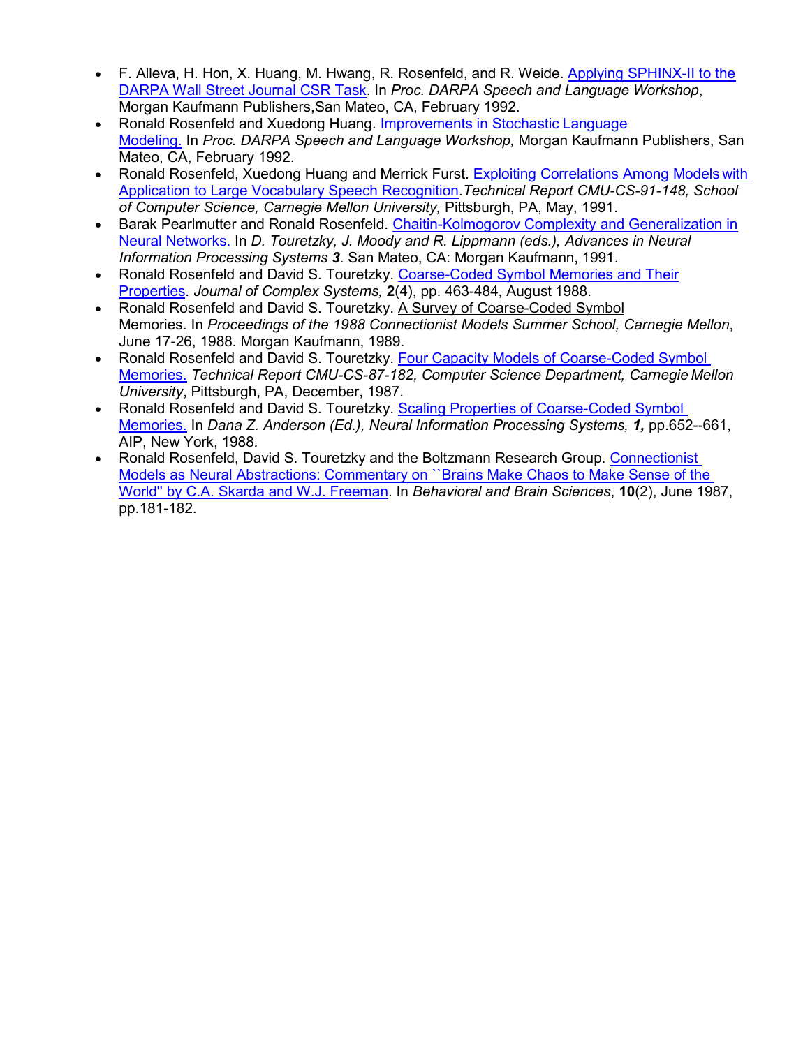- F. Alleva, H. Hon, X. Huang, M. Hwang, R. Rosenfeld, and R. Weide. Applying SPHINX-II to the DARPA Wall Street Journal CSR Task. In *Proc. DARPA Speech and Language Workshop*, Morgan Kaufmann Publishers,San Mateo, CA, February 1992.
- Ronald Rosenfeld and Xuedong Huang. Improvements in Stochastic Language Modeling. In *Proc. DARPA Speech and Language Workshop,* Morgan Kaufmann Publishers, San Mateo, CA, February 1992.
- Ronald Rosenfeld, Xuedong Huang and Merrick Furst. Exploiting Correlations Among Models with Application to Large Vocabulary Speech Recognition.*Technical Report CMU-CS-91-148, School of Computer Science, Carnegie Mellon University,* Pittsburgh, PA, May, 1991.
- Barak Pearlmutter and Ronald Rosenfeld. Chaitin-Kolmogorov Complexity and Generalization in Neural Networks. In *D. Touretzky, J. Moody and R. Lippmann (eds.), Advances in Neural Information Processing Systems* ***3***. San Mateo, CA: Morgan Kaufmann, 1991.
- Ronald Rosenfeld and David S. Touretzky. Coarse-Coded Symbol Memories and Their Properties. *Journal of Complex Systems,* **2**(4), pp. 463-484, August 1988.
- Ronald Rosenfeld and David S. Touretzky. A Survey of Coarse-Coded Symbol Memories. In *Proceedings of the 1988 Connectionist Models Summer School, Carnegie Mellon*, June 17-26, 1988. Morgan Kaufmann, 1989.
- Ronald Rosenfeld and David S. Touretzky. Four Capacity Models of Coarse-Coded Symbol Memories. *Technical Report CMU-CS-87-182, Computer Science Department, Carnegie Mellon University*, Pittsburgh, PA, December, 1987.
- Ronald Rosenfeld and David S. Touretzky. Scaling Properties of Coarse-Coded Symbol Memories. In *Dana Z. Anderson (Ed.), Neural Information Processing Systems,* ***1,*** pp.652--661, AIP, New York, 1988.
- Ronald Rosenfeld, David S. Touretzky and the Boltzmann Research Group. Connectionist Models as Neural Abstractions: Commentary on ``Brains Make Chaos to Make Sense of the World'' by C.A. Skarda and W.J. Freeman. In *Behavioral and Brain Sciences*, **10**(2), June 1987, pp.181-182.